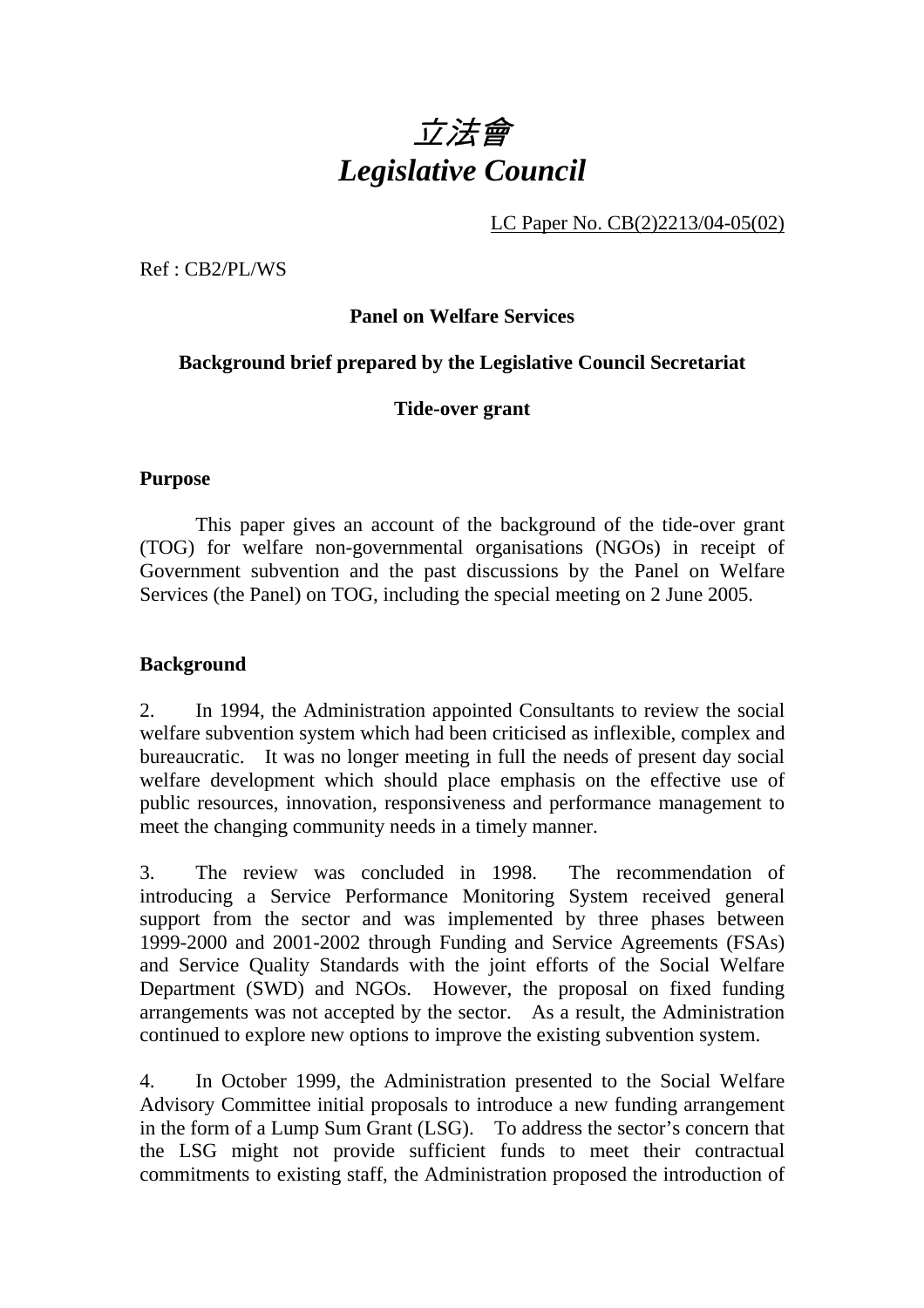# *立法會*
# *Legislative Council*

LC Paper No. CB(2)2213/04-05(02)

Ref : CB2/PL/WS

**Panel on Welfare Services**

**Background brief prepared by the Legislative Council Secretariat**

**Tide-over grant**

**Purpose**

This paper gives an account of the background of the tide-over grant (TOG) for welfare non-governmental organisations (NGOs) in receipt of Government subvention and the past discussions by the Panel on Welfare Services (the Panel) on TOG, including the special meeting on 2 June 2005.

**Background**

2. In 1994, the Administration appointed Consultants to review the social welfare subvention system which had been criticised as inflexible, complex and bureaucratic. It was no longer meeting in full the needs of present day social welfare development which should place emphasis on the effective use of public resources, innovation, responsiveness and performance management to meet the changing community needs in a timely manner.

3. The review was concluded in 1998. The recommendation of introducing a Service Performance Monitoring System received general support from the sector and was implemented by three phases between 1999-2000 and 2001-2002 through Funding and Service Agreements (FSAs) and Service Quality Standards with the joint efforts of the Social Welfare Department (SWD) and NGOs. However, the proposal on fixed funding arrangements was not accepted by the sector. As a result, the Administration continued to explore new options to improve the existing subvention system.

4. In October 1999, the Administration presented to the Social Welfare Advisory Committee initial proposals to introduce a new funding arrangement in the form of a Lump Sum Grant (LSG). To address the sector's concern that the LSG might not provide sufficient funds to meet their contractual commitments to existing staff, the Administration proposed the introduction of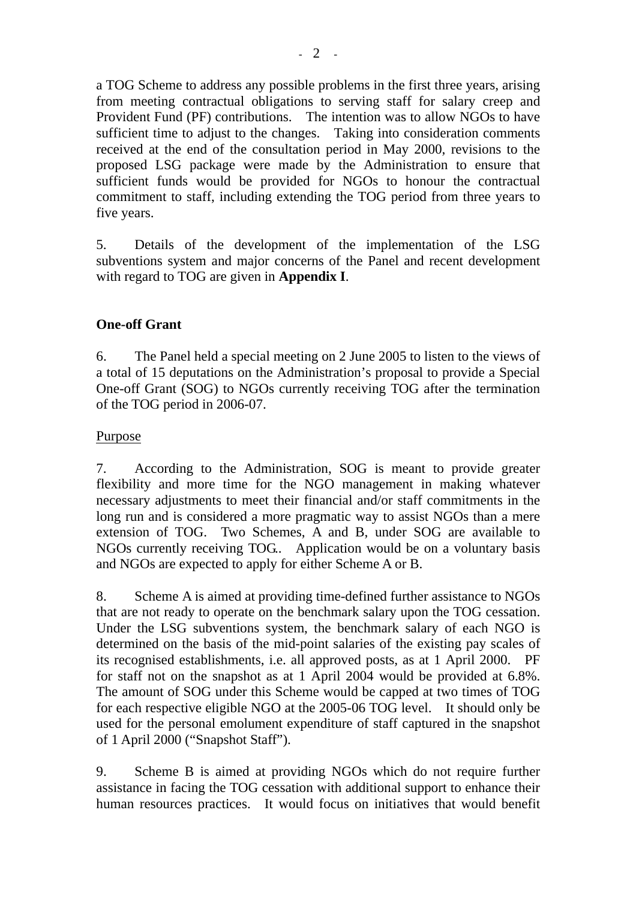a TOG Scheme to address any possible problems in the first three years, arising from meeting contractual obligations to serving staff for salary creep and Provident Fund (PF) contributions. The intention was to allow NGOs to have sufficient time to adjust to the changes. Taking into consideration comments received at the end of the consultation period in May 2000, revisions to the proposed LSG package were made by the Administration to ensure that sufficient funds would be provided for NGOs to honour the contractual commitment to staff, including extending the TOG period from three years to five years.

5. Details of the development of the implementation of the LSG subventions system and major concerns of the Panel and recent development with regard to TOG are given in **Appendix I**.

## One-off Grant

6. The Panel held a special meeting on 2 June 2005 to listen to the views of a total of 15 deputations on the Administration's proposal to provide a Special One-off Grant (SOG) to NGOs currently receiving TOG after the termination of the TOG period in 2006-07.

<u>Purpose</u>

7. According to the Administration, SOG is meant to provide greater flexibility and more time for the NGO management in making whatever necessary adjustments to meet their financial and/or staff commitments in the long run and is considered a more pragmatic way to assist NGOs than a mere extension of TOG. Two Schemes, A and B, under SOG are available to NGOs currently receiving TOG.. Application would be on a voluntary basis and NGOs are expected to apply for either Scheme A or B.

8. Scheme A is aimed at providing time-defined further assistance to NGOs that are not ready to operate on the benchmark salary upon the TOG cessation. Under the LSG subventions system, the benchmark salary of each NGO is determined on the basis of the mid-point salaries of the existing pay scales of its recognised establishments, i.e. all approved posts, as at 1 April 2000. PF for staff not on the snapshot as at 1 April 2004 would be provided at 6.8%. The amount of SOG under this Scheme would be capped at two times of TOG for each respective eligible NGO at the 2005-06 TOG level. It should only be used for the personal emolument expenditure of staff captured in the snapshot of 1 April 2000 ("Snapshot Staff").

9. Scheme B is aimed at providing NGOs which do not require further assistance in facing the TOG cessation with additional support to enhance their human resources practices. It would focus on initiatives that would benefit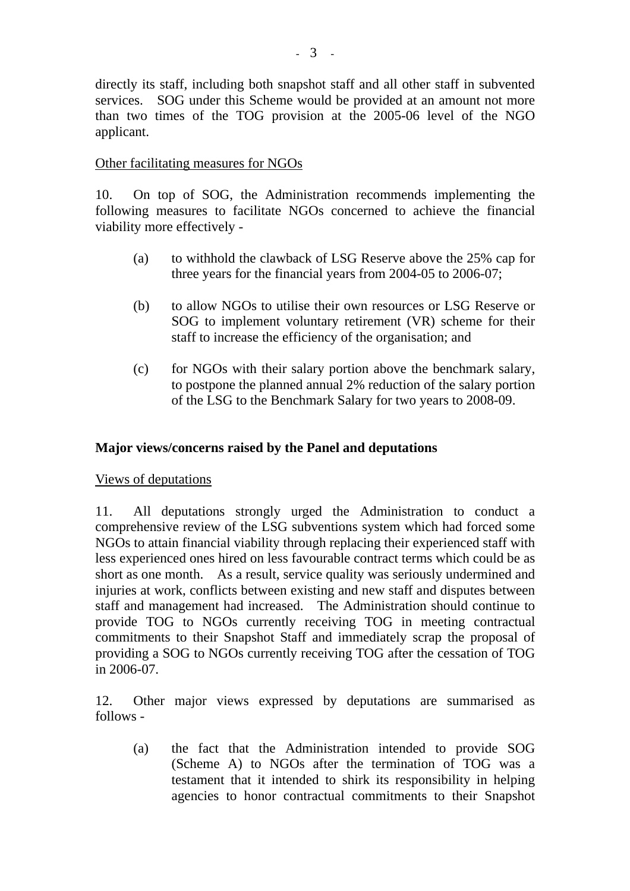directly its staff, including both snapshot staff and all other staff in subvented services. SOG under this Scheme would be provided at an amount not more than two times of the TOG provision at the 2005-06 level of the NGO applicant.

Other facilitating measures for NGOs

10. On top of SOG, the Administration recommends implementing the following measures to facilitate NGOs concerned to achieve the financial viability more effectively -

(a) to withhold the clawback of LSG Reserve above the 25% cap for three years for the financial years from 2004-05 to 2006-07;

(b) to allow NGOs to utilise their own resources or LSG Reserve or SOG to implement voluntary retirement (VR) scheme for their staff to increase the efficiency of the organisation; and

(c) for NGOs with their salary portion above the benchmark salary, to postpone the planned annual 2% reduction of the salary portion of the LSG to the Benchmark Salary for two years to 2008-09.

**Major views/concerns raised by the Panel and deputations**

Views of deputations

11. All deputations strongly urged the Administration to conduct a comprehensive review of the LSG subventions system which had forced some NGOs to attain financial viability through replacing their experienced staff with less experienced ones hired on less favourable contract terms which could be as short as one month. As a result, service quality was seriously undermined and injuries at work, conflicts between existing and new staff and disputes between staff and management had increased. The Administration should continue to provide TOG to NGOs currently receiving TOG in meeting contractual commitments to their Snapshot Staff and immediately scrap the proposal of providing a SOG to NGOs currently receiving TOG after the cessation of TOG in 2006-07.

12. Other major views expressed by deputations are summarised as follows -

(a) the fact that the Administration intended to provide SOG (Scheme A) to NGOs after the termination of TOG was a testament that it intended to shirk its responsibility in helping agencies to honor contractual commitments to their Snapshot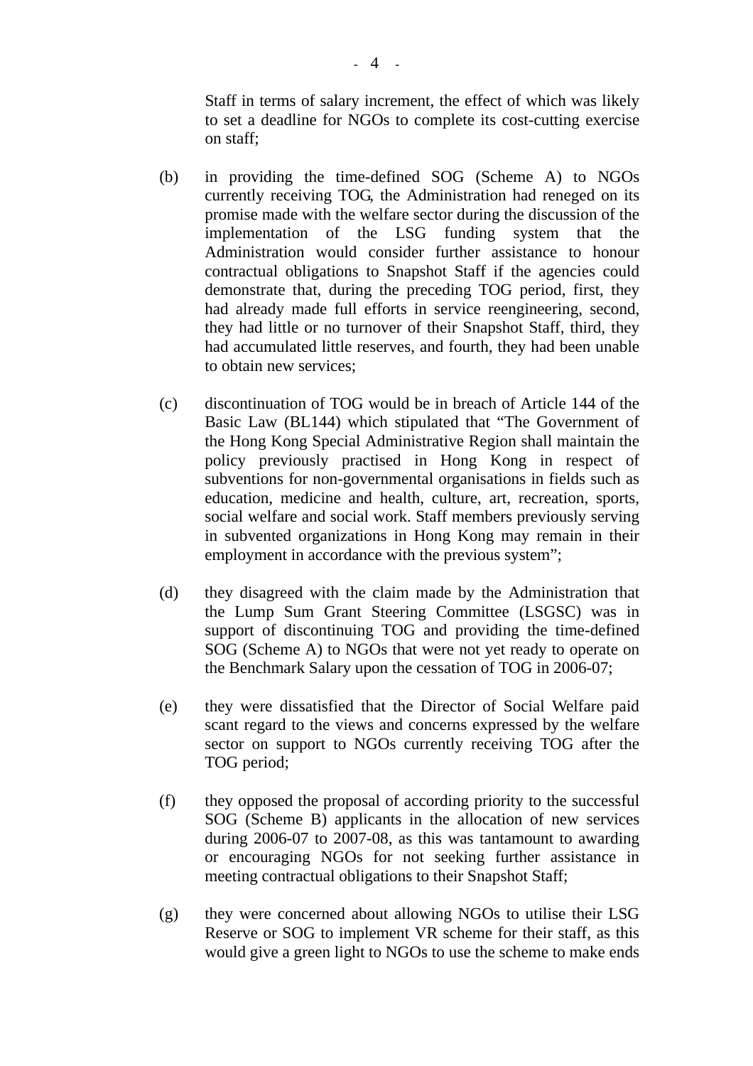Staff in terms of salary increment, the effect of which was likely to set a deadline for NGOs to complete its cost-cutting exercise on staff;

(b) in providing the time-defined SOG (Scheme A) to NGOs currently receiving TOG, the Administration had reneged on its promise made with the welfare sector during the discussion of the implementation of the LSG funding system that the Administration would consider further assistance to honour contractual obligations to Snapshot Staff if the agencies could demonstrate that, during the preceding TOG period, first, they had already made full efforts in service reengineering, second, they had little or no turnover of their Snapshot Staff, third, they had accumulated little reserves, and fourth, they had been unable to obtain new services;

(c) discontinuation of TOG would be in breach of Article 144 of the Basic Law (BL144) which stipulated that "The Government of the Hong Kong Special Administrative Region shall maintain the policy previously practised in Hong Kong in respect of subventions for non-governmental organisations in fields such as education, medicine and health, culture, art, recreation, sports, social welfare and social work. Staff members previously serving in subvented organizations in Hong Kong may remain in their employment in accordance with the previous system";

(d) they disagreed with the claim made by the Administration that the Lump Sum Grant Steering Committee (LSGSC) was in support of discontinuing TOG and providing the time-defined SOG (Scheme A) to NGOs that were not yet ready to operate on the Benchmark Salary upon the cessation of TOG in 2006-07;

(e) they were dissatisfied that the Director of Social Welfare paid scant regard to the views and concerns expressed by the welfare sector on support to NGOs currently receiving TOG after the TOG period;

(f) they opposed the proposal of according priority to the successful SOG (Scheme B) applicants in the allocation of new services during 2006-07 to 2007-08, as this was tantamount to awarding or encouraging NGOs for not seeking further assistance in meeting contractual obligations to their Snapshot Staff;

(g) they were concerned about allowing NGOs to utilise their LSG Reserve or SOG to implement VR scheme for their staff, as this would give a green light to NGOs to use the scheme to make ends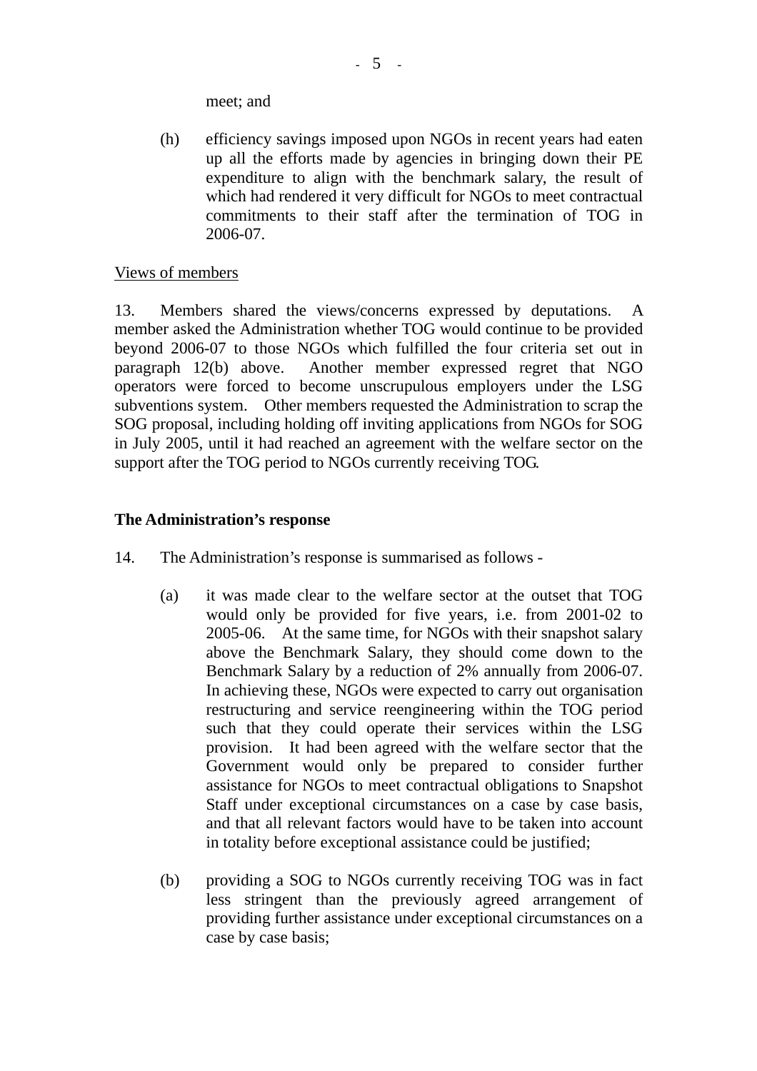meet; and

(h) efficiency savings imposed upon NGOs in recent years had eaten up all the efforts made by agencies in bringing down their PE expenditure to align with the benchmark salary, the result of which had rendered it very difficult for NGOs to meet contractual commitments to their staff after the termination of TOG in 2006-07.

Views of members

13. Members shared the views/concerns expressed by deputations. A member asked the Administration whether TOG would continue to be provided beyond 2006-07 to those NGOs which fulfilled the four criteria set out in paragraph 12(b) above. Another member expressed regret that NGO operators were forced to become unscrupulous employers under the LSG subventions system. Other members requested the Administration to scrap the SOG proposal, including holding off inviting applications from NGOs for SOG in July 2005, until it had reached an agreement with the welfare sector on the support after the TOG period to NGOs currently receiving TOG.

**The Administration's response**

14. The Administration's response is summarised as follows -

(a) it was made clear to the welfare sector at the outset that TOG would only be provided for five years, i.e. from 2001-02 to 2005-06. At the same time, for NGOs with their snapshot salary above the Benchmark Salary, they should come down to the Benchmark Salary by a reduction of 2% annually from 2006-07. In achieving these, NGOs were expected to carry out organisation restructuring and service reengineering within the TOG period such that they could operate their services within the LSG provision. It had been agreed with the welfare sector that the Government would only be prepared to consider further assistance for NGOs to meet contractual obligations to Snapshot Staff under exceptional circumstances on a case by case basis, and that all relevant factors would have to be taken into account in totality before exceptional assistance could be justified;

(b) providing a SOG to NGOs currently receiving TOG was in fact less stringent than the previously agreed arrangement of providing further assistance under exceptional circumstances on a case by case basis;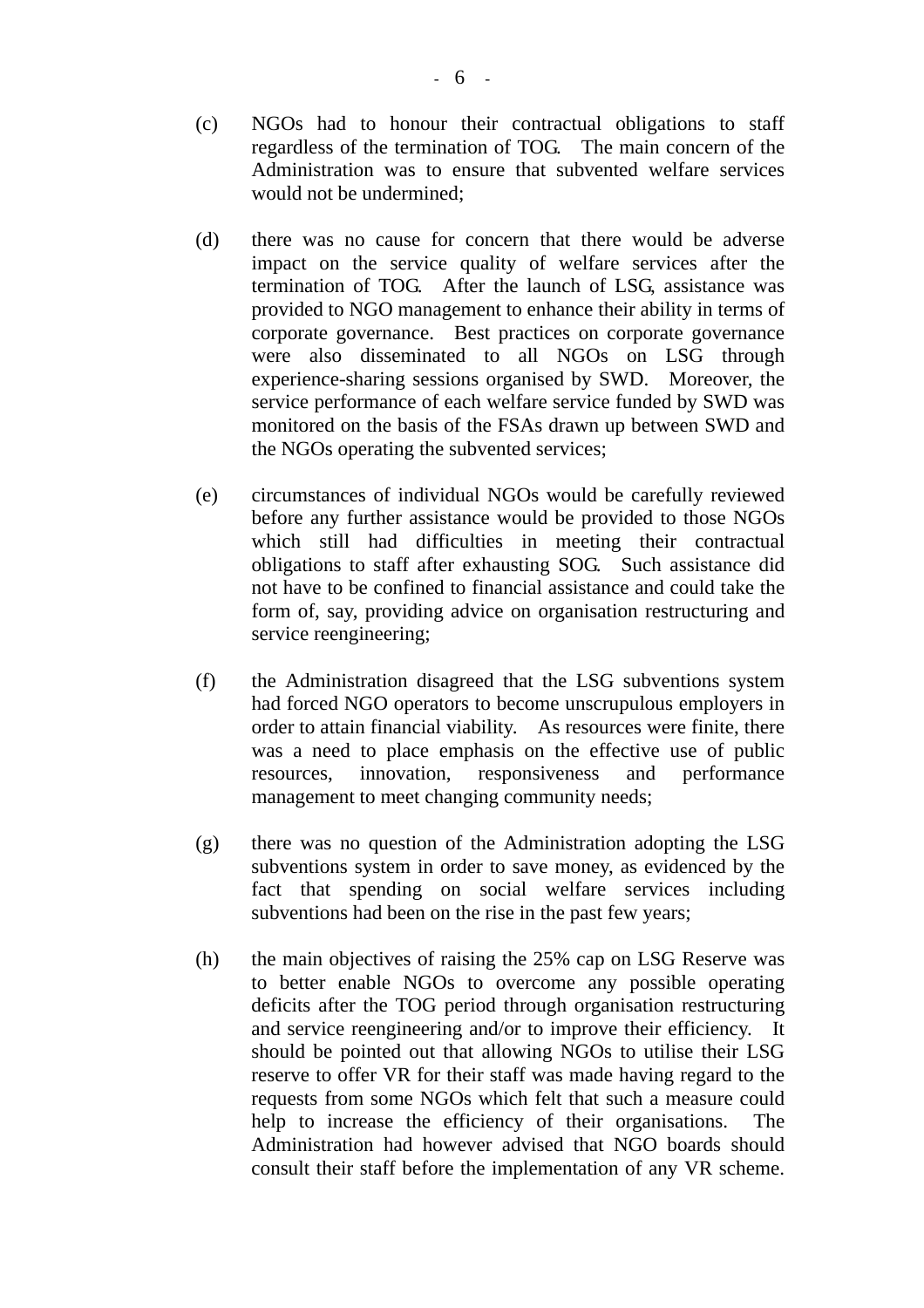(c) NGOs had to honour their contractual obligations to staff regardless of the termination of TOG. The main concern of the Administration was to ensure that subvented welfare services would not be undermined;

(d) there was no cause for concern that there would be adverse impact on the service quality of welfare services after the termination of TOG. After the launch of LSG, assistance was provided to NGO management to enhance their ability in terms of corporate governance. Best practices on corporate governance were also disseminated to all NGOs on LSG through experience-sharing sessions organised by SWD. Moreover, the service performance of each welfare service funded by SWD was monitored on the basis of the FSAs drawn up between SWD and the NGOs operating the subvented services;

(e) circumstances of individual NGOs would be carefully reviewed before any further assistance would be provided to those NGOs which still had difficulties in meeting their contractual obligations to staff after exhausting SOG. Such assistance did not have to be confined to financial assistance and could take the form of, say, providing advice on organisation restructuring and service reengineering;

(f) the Administration disagreed that the LSG subventions system had forced NGO operators to become unscrupulous employers in order to attain financial viability. As resources were finite, there was a need to place emphasis on the effective use of public resources, innovation, responsiveness and performance management to meet changing community needs;

(g) there was no question of the Administration adopting the LSG subventions system in order to save money, as evidenced by the fact that spending on social welfare services including subventions had been on the rise in the past few years;

(h) the main objectives of raising the 25% cap on LSG Reserve was to better enable NGOs to overcome any possible operating deficits after the TOG period through organisation restructuring and service reengineering and/or to improve their efficiency. It should be pointed out that allowing NGOs to utilise their LSG reserve to offer VR for their staff was made having regard to the requests from some NGOs which felt that such a measure could help to increase the efficiency of their organisations. The Administration had however advised that NGO boards should consult their staff before the implementation of any VR scheme.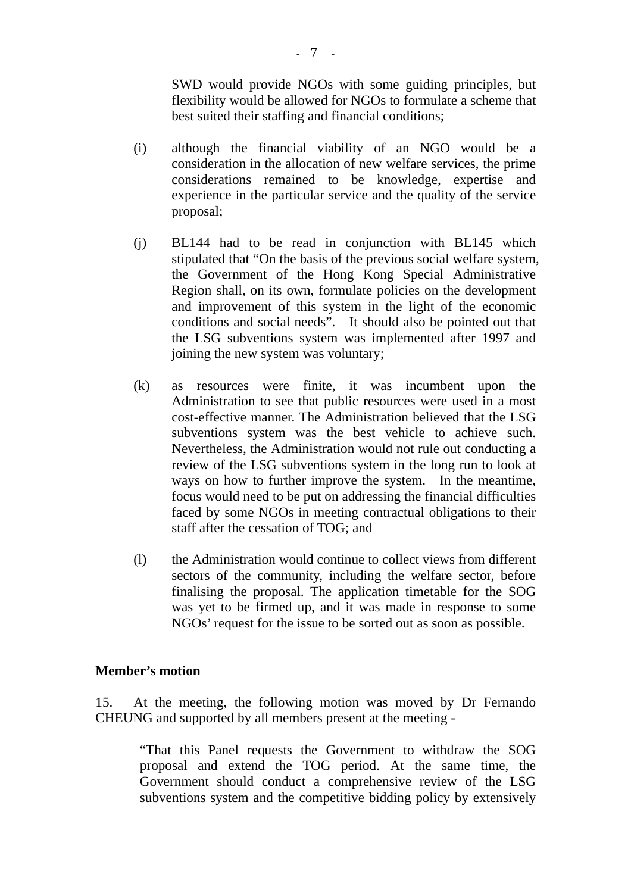SWD would provide NGOs with some guiding principles, but flexibility would be allowed for NGOs to formulate a scheme that best suited their staffing and financial conditions;

(i) although the financial viability of an NGO would be a consideration in the allocation of new welfare services, the prime considerations remained to be knowledge, expertise and experience in the particular service and the quality of the service proposal;

(j) BL144 had to be read in conjunction with BL145 which stipulated that "On the basis of the previous social welfare system, the Government of the Hong Kong Special Administrative Region shall, on its own, formulate policies on the development and improvement of this system in the light of the economic conditions and social needs". It should also be pointed out that the LSG subventions system was implemented after 1997 and joining the new system was voluntary;

(k) as resources were finite, it was incumbent upon the Administration to see that public resources were used in a most cost-effective manner. The Administration believed that the LSG subventions system was the best vehicle to achieve such. Nevertheless, the Administration would not rule out conducting a review of the LSG subventions system in the long run to look at ways on how to further improve the system. In the meantime, focus would need to be put on addressing the financial difficulties faced by some NGOs in meeting contractual obligations to their staff after the cessation of TOG; and

(l) the Administration would continue to collect views from different sectors of the community, including the welfare sector, before finalising the proposal. The application timetable for the SOG was yet to be firmed up, and it was made in response to some NGOs' request for the issue to be sorted out as soon as possible.

**Member's motion**

15. At the meeting, the following motion was moved by Dr Fernando CHEUNG and supported by all members present at the meeting -

> "That this Panel requests the Government to withdraw the SOG proposal and extend the TOG period. At the same time, the Government should conduct a comprehensive review of the LSG subventions system and the competitive bidding policy by extensively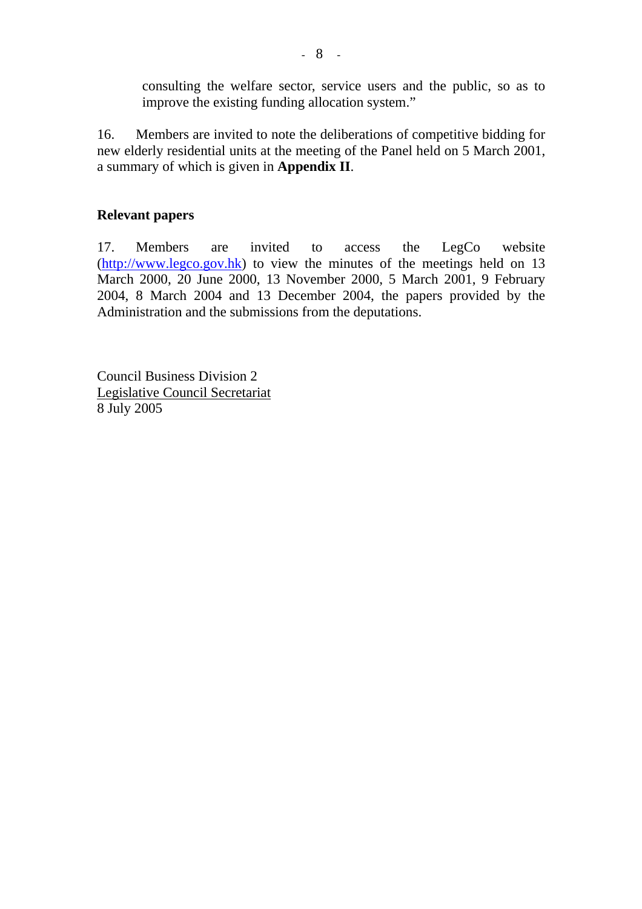consulting the welfare sector, service users and the public, so as to improve the existing funding allocation system."

16. Members are invited to note the deliberations of competitive bidding for new elderly residential units at the meeting of the Panel held on 5 March 2001, a summary of which is given in **Appendix II**.

**Relevant papers**

17. Members are invited to access the LegCo website (http://www.legco.gov.hk) to view the minutes of the meetings held on 13 March 2000, 20 June 2000, 13 November 2000, 5 March 2001, 9 February 2004, 8 March 2004 and 13 December 2004, the papers provided by the Administration and the submissions from the deputations.

Council Business Division 2
Legislative Council Secretariat
8 July 2005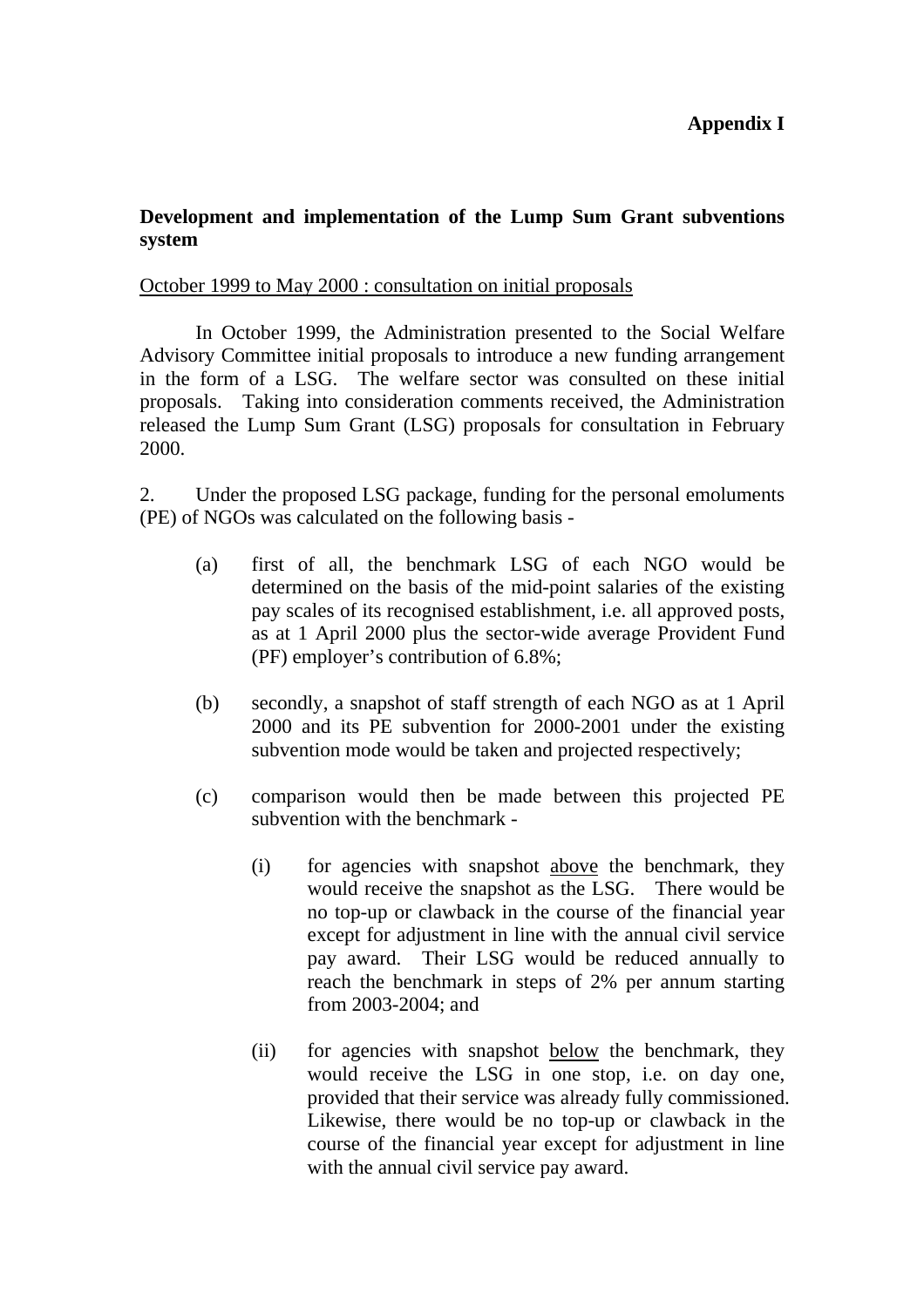**Appendix I**

**Development and implementation of the Lump Sum Grant subventions system**

<u>October 1999 to May 2000 : consultation on initial proposals</u>

In October 1999, the Administration presented to the Social Welfare Advisory Committee initial proposals to introduce a new funding arrangement in the form of a LSG. The welfare sector was consulted on these initial proposals. Taking into consideration comments received, the Administration released the Lump Sum Grant (LSG) proposals for consultation in February 2000.

2. Under the proposed LSG package, funding for the personal emoluments (PE) of NGOs was calculated on the following basis -

(a) first of all, the benchmark LSG of each NGO would be determined on the basis of the mid-point salaries of the existing pay scales of its recognised establishment, i.e. all approved posts, as at 1 April 2000 plus the sector-wide average Provident Fund (PF) employer's contribution of 6.8%;

(b) secondly, a snapshot of staff strength of each NGO as at 1 April 2000 and its PE subvention for 2000-2001 under the existing subvention mode would be taken and projected respectively;

(c) comparison would then be made between this projected PE subvention with the benchmark -

(i) for agencies with snapshot <u>above</u> the benchmark, they would receive the snapshot as the LSG. There would be no top-up or clawback in the course of the financial year except for adjustment in line with the annual civil service pay award. Their LSG would be reduced annually to reach the benchmark in steps of 2% per annum starting from 2003-2004; and

(ii) for agencies with snapshot <u>below</u> the benchmark, they would receive the LSG in one stop, i.e. on day one, provided that their service was already fully commissioned. Likewise, there would be no top-up or clawback in the course of the financial year except for adjustment in line with the annual civil service pay award.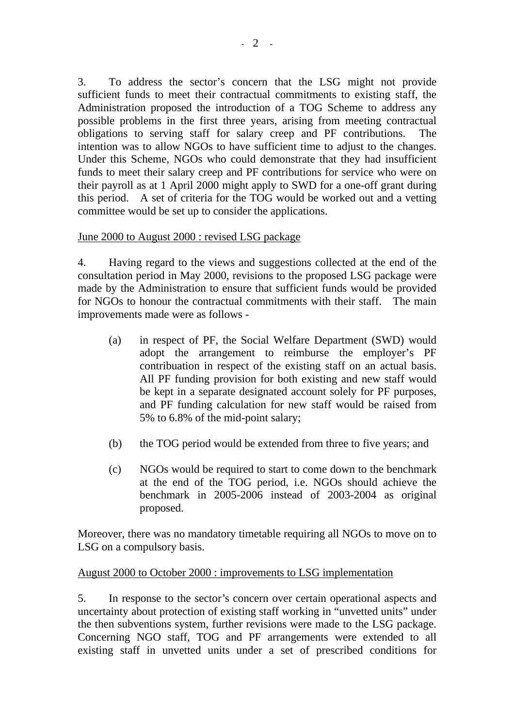3. To address the sector's concern that the LSG might not provide sufficient funds to meet their contractual commitments to existing staff, the Administration proposed the introduction of a TOG Scheme to address any possible problems in the first three years, arising from meeting contractual obligations to serving staff for salary creep and PF contributions. The intention was to allow NGOs to have sufficient time to adjust to the changes. Under this Scheme, NGOs who could demonstrate that they had insufficient funds to meet their salary creep and PF contributions for service who were on their payroll as at 1 April 2000 might apply to SWD for a one-off grant during this period. A set of criteria for the TOG would be worked out and a vetting committee would be set up to consider the applications.

<u>June 2000 to August 2000 : revised LSG package</u>

4. Having regard to the views and suggestions collected at the end of the consultation period in May 2000, revisions to the proposed LSG package were made by the Administration to ensure that sufficient funds would be provided for NGOs to honour the contractual commitments with their staff. The main improvements made were as follows -

(a) in respect of PF, the Social Welfare Department (SWD) would adopt the arrangement to reimburse the employer's PF contribuation in respect of the existing staff on an actual basis. All PF funding provision for both existing and new staff would be kept in a separate designated account solely for PF purposes, and PF funding calculation for new staff would be raised from 5% to 6.8% of the mid-point salary;

(b) the TOG period would be extended from three to five years; and

(c) NGOs would be required to start to come down to the benchmark at the end of the TOG period, i.e. NGOs should achieve the benchmark in 2005-2006 instead of 2003-2004 as original proposed.

Moreover, there was no mandatory timetable requiring all NGOs to move on to LSG on a compulsory basis.

<u>August 2000 to October 2000 : improvements to LSG implementation</u>

5. In response to the sector's concern over certain operational aspects and uncertainty about protection of existing staff working in "unvetted units" under the then subventions system, further revisions were made to the LSG package. Concerning NGO staff, TOG and PF arrangements were extended to all existing staff in unvetted units under a set of prescribed conditions for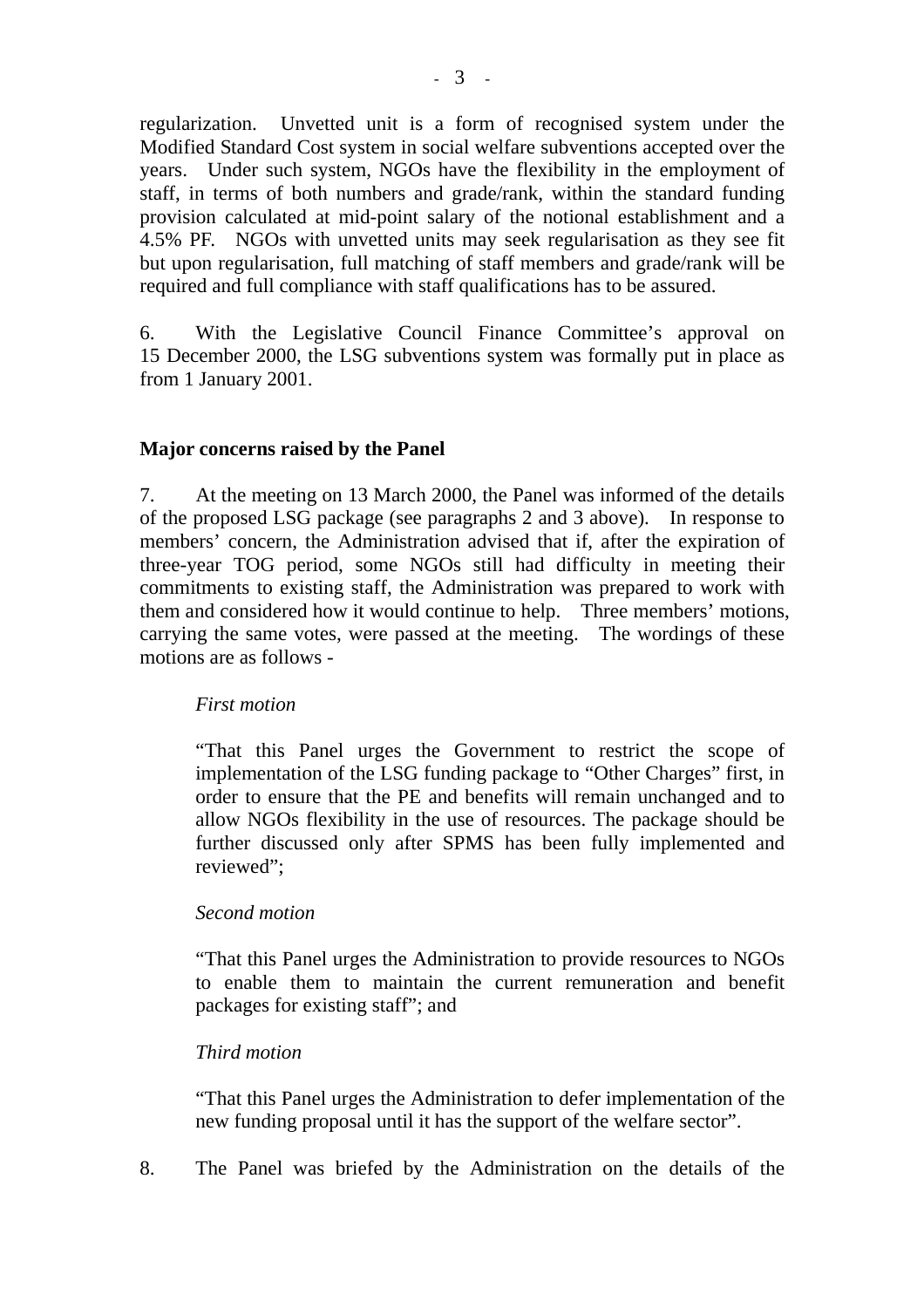regularization. Unvetted unit is a form of recognised system under the Modified Standard Cost system in social welfare subventions accepted over the years. Under such system, NGOs have the flexibility in the employment of staff, in terms of both numbers and grade/rank, within the standard funding provision calculated at mid-point salary of the notional establishment and a 4.5% PF. NGOs with unvetted units may seek regularisation as they see fit but upon regularisation, full matching of staff members and grade/rank will be required and full compliance with staff qualifications has to be assured.

6. With the Legislative Council Finance Committee's approval on 15 December 2000, the LSG subventions system was formally put in place as from 1 January 2001.

**Major concerns raised by the Panel**

7. At the meeting on 13 March 2000, the Panel was informed of the details of the proposed LSG package (see paragraphs 2 and 3 above). In response to members' concern, the Administration advised that if, after the expiration of three-year TOG period, some NGOs still had difficulty in meeting their commitments to existing staff, the Administration was prepared to work with them and considered how it would continue to help. Three members' motions, carrying the same votes, were passed at the meeting. The wordings of these motions are as follows -

*First motion*

"That this Panel urges the Government to restrict the scope of implementation of the LSG funding package to "Other Charges" first, in order to ensure that the PE and benefits will remain unchanged and to allow NGOs flexibility in the use of resources. The package should be further discussed only after SPMS has been fully implemented and reviewed";

*Second motion*

"That this Panel urges the Administration to provide resources to NGOs to enable them to maintain the current remuneration and benefit packages for existing staff"; and

*Third motion*

"That this Panel urges the Administration to defer implementation of the new funding proposal until it has the support of the welfare sector".

8. The Panel was briefed by the Administration on the details of the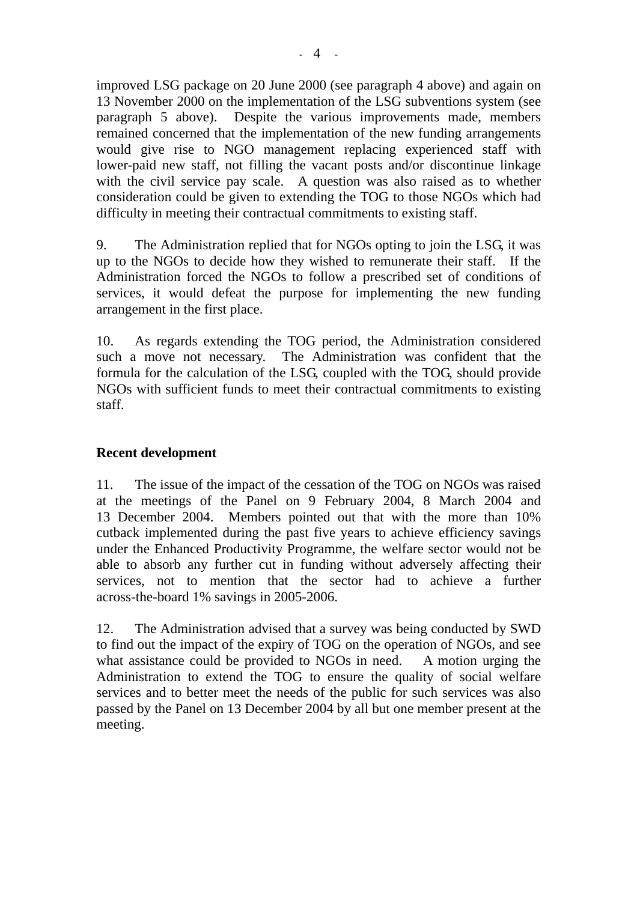improved LSG package on 20 June 2000 (see paragraph 4 above) and again on 13 November 2000 on the implementation of the LSG subventions system (see paragraph 5 above). Despite the various improvements made, members remained concerned that the implementation of the new funding arrangements would give rise to NGO management replacing experienced staff with lower-paid new staff, not filling the vacant posts and/or discontinue linkage with the civil service pay scale. A question was also raised as to whether consideration could be given to extending the TOG to those NGOs which had difficulty in meeting their contractual commitments to existing staff.

9. The Administration replied that for NGOs opting to join the LSG, it was up to the NGOs to decide how they wished to remunerate their staff. If the Administration forced the NGOs to follow a prescribed set of conditions of services, it would defeat the purpose for implementing the new funding arrangement in the first place.

10. As regards extending the TOG period, the Administration considered such a move not necessary. The Administration was confident that the formula for the calculation of the LSG, coupled with the TOG, should provide NGOs with sufficient funds to meet their contractual commitments to existing staff.

**Recent development**

11. The issue of the impact of the cessation of the TOG on NGOs was raised at the meetings of the Panel on 9 February 2004, 8 March 2004 and 13 December 2004. Members pointed out that with the more than 10% cutback implemented during the past five years to achieve efficiency savings under the Enhanced Productivity Programme, the welfare sector would not be able to absorb any further cut in funding without adversely affecting their services, not to mention that the sector had to achieve a further across-the-board 1% savings in 2005-2006.

12. The Administration advised that a survey was being conducted by SWD to find out the impact of the expiry of TOG on the operation of NGOs, and see what assistance could be provided to NGOs in need. A motion urging the Administration to extend the TOG to ensure the quality of social welfare services and to better meet the needs of the public for such services was also passed by the Panel on 13 December 2004 by all but one member present at the meeting.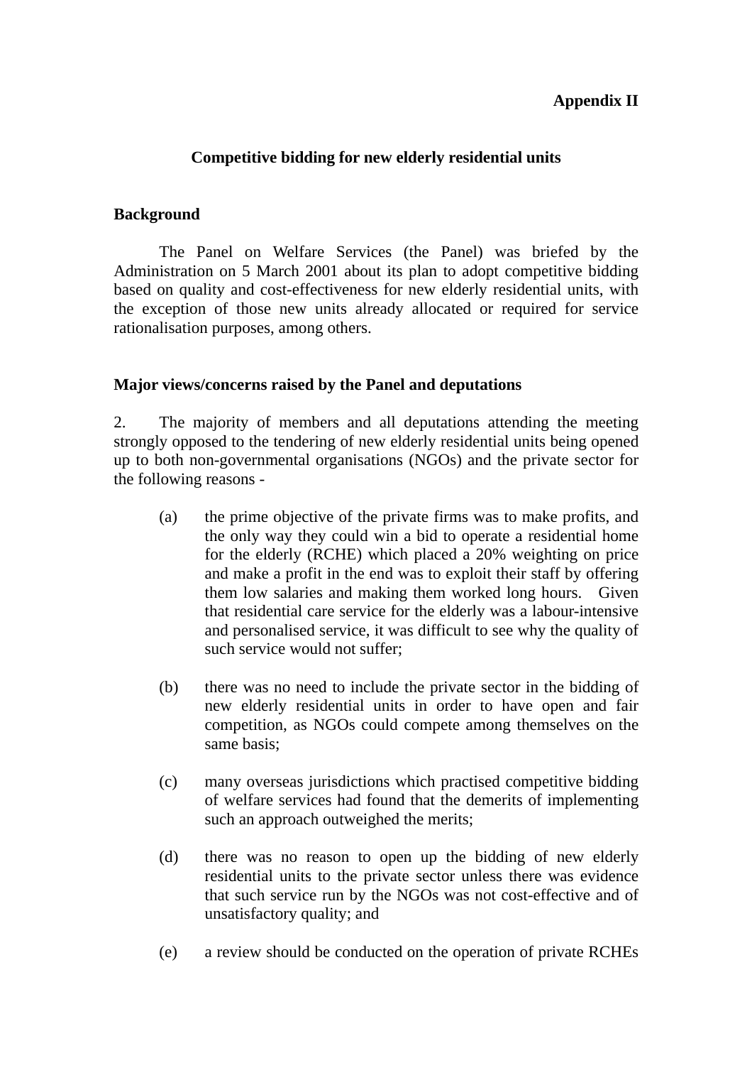**Appendix II**

**Competitive bidding for new elderly residential units**

**Background**

The Panel on Welfare Services (the Panel) was briefed by the Administration on 5 March 2001 about its plan to adopt competitive bidding based on quality and cost-effectiveness for new elderly residential units, with the exception of those new units already allocated or required for service rationalisation purposes, among others.

**Major views/concerns raised by the Panel and deputations**

2. The majority of members and all deputations attending the meeting strongly opposed to the tendering of new elderly residential units being opened up to both non-governmental organisations (NGOs) and the private sector for the following reasons -

(a) the prime objective of the private firms was to make profits, and the only way they could win a bid to operate a residential home for the elderly (RCHE) which placed a 20% weighting on price and make a profit in the end was to exploit their staff by offering them low salaries and making them worked long hours. Given that residential care service for the elderly was a labour-intensive and personalised service, it was difficult to see why the quality of such service would not suffer;

(b) there was no need to include the private sector in the bidding of new elderly residential units in order to have open and fair competition, as NGOs could compete among themselves on the same basis;

(c) many overseas jurisdictions which practised competitive bidding of welfare services had found that the demerits of implementing such an approach outweighed the merits;

(d) there was no reason to open up the bidding of new elderly residential units to the private sector unless there was evidence that such service run by the NGOs was not cost-effective and of unsatisfactory quality; and

(e) a review should be conducted on the operation of private RCHEs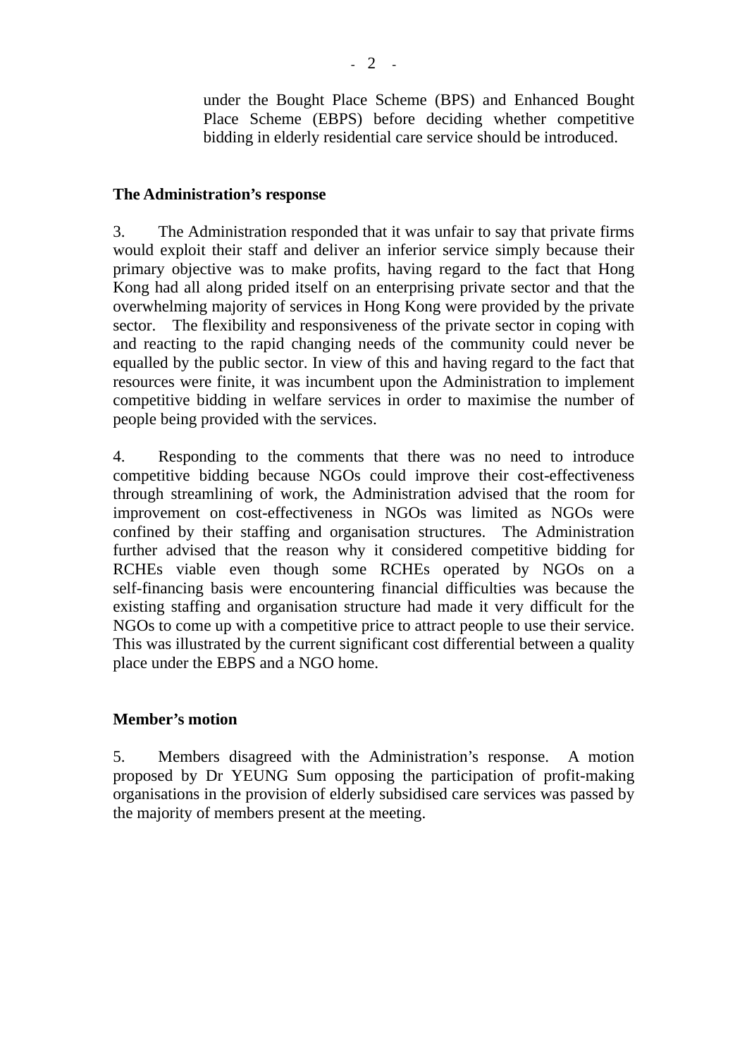under the Bought Place Scheme (BPS) and Enhanced Bought Place Scheme (EBPS) before deciding whether competitive bidding in elderly residential care service should be introduced.

**The Administration's response**

3. The Administration responded that it was unfair to say that private firms would exploit their staff and deliver an inferior service simply because their primary objective was to make profits, having regard to the fact that Hong Kong had all along prided itself on an enterprising private sector and that the overwhelming majority of services in Hong Kong were provided by the private sector. The flexibility and responsiveness of the private sector in coping with and reacting to the rapid changing needs of the community could never be equalled by the public sector. In view of this and having regard to the fact that resources were finite, it was incumbent upon the Administration to implement competitive bidding in welfare services in order to maximise the number of people being provided with the services.

4. Responding to the comments that there was no need to introduce competitive bidding because NGOs could improve their cost-effectiveness through streamlining of work, the Administration advised that the room for improvement on cost-effectiveness in NGOs was limited as NGOs were confined by their staffing and organisation structures. The Administration further advised that the reason why it considered competitive bidding for RCHEs viable even though some RCHEs operated by NGOs on a self-financing basis were encountering financial difficulties was because the existing staffing and organisation structure had made it very difficult for the NGOs to come up with a competitive price to attract people to use their service. This was illustrated by the current significant cost differential between a quality place under the EBPS and a NGO home.

**Member's motion**

5. Members disagreed with the Administration's response. A motion proposed by Dr YEUNG Sum opposing the participation of profit-making organisations in the provision of elderly subsidised care services was passed by the majority of members present at the meeting.